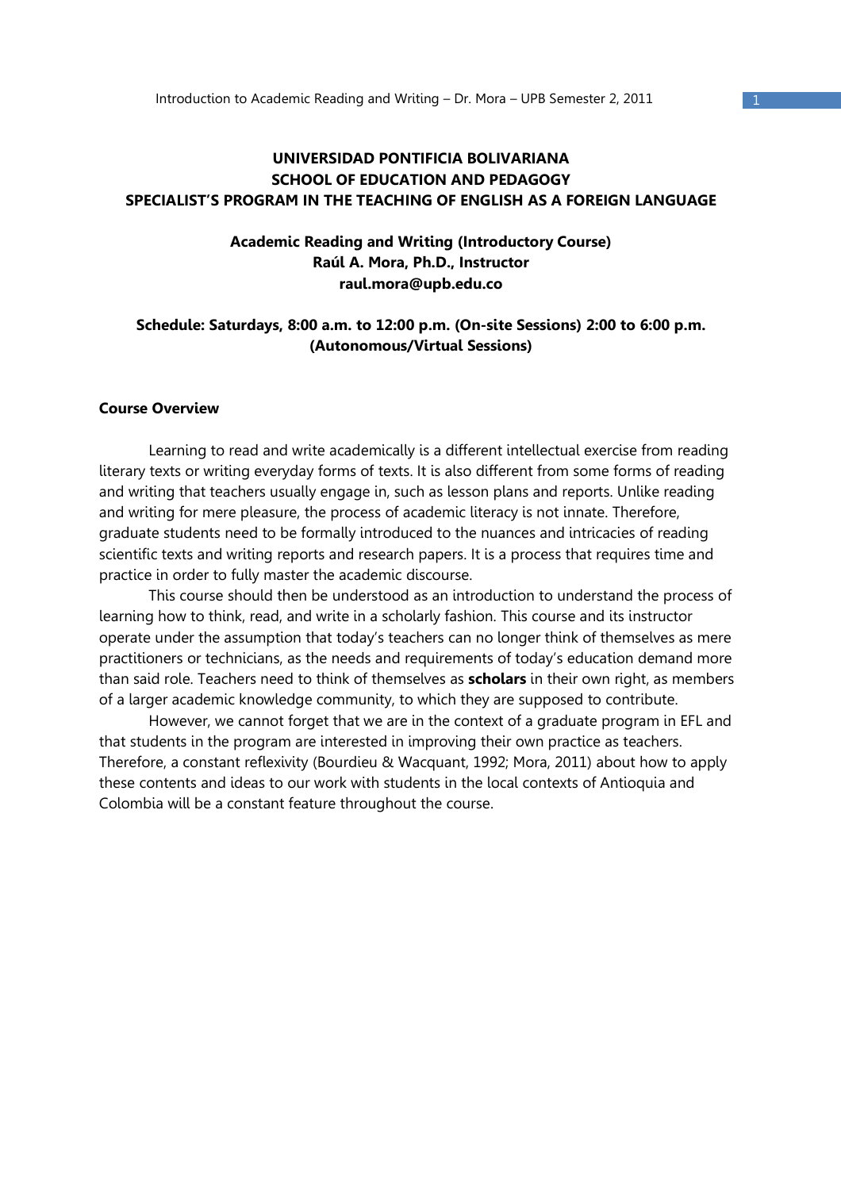**UNIVERSIDAD PONTIFICIA BOLIVARIANA**
**SCHOOL OF EDUCATION AND PEDAGOGY**
**SPECIALIST'S PROGRAM IN THE TEACHING OF ENGLISH AS A FOREIGN LANGUAGE**

**Academic Reading and Writing (Introductory Course)**
**Raúl A. Mora, Ph.D., Instructor**
**raul.mora@upb.edu.co**

**Schedule: Saturdays, 8:00 a.m. to 12:00 p.m. (On-site Sessions) 2:00 to 6:00 p.m. (Autonomous/Virtual Sessions)**

## Course Overview

Learning to read and write academically is a different intellectual exercise from reading literary texts or writing everyday forms of texts. It is also different from some forms of reading and writing that teachers usually engage in, such as lesson plans and reports. Unlike reading and writing for mere pleasure, the process of academic literacy is not innate. Therefore, graduate students need to be formally introduced to the nuances and intricacies of reading scientific texts and writing reports and research papers. It is a process that requires time and practice in order to fully master the academic discourse.

This course should then be understood as an introduction to understand the process of learning how to think, read, and write in a scholarly fashion. This course and its instructor operate under the assumption that today's teachers can no longer think of themselves as mere practitioners or technicians, as the needs and requirements of today's education demand more than said role. Teachers need to think of themselves as **scholars** in their own right, as members of a larger academic knowledge community, to which they are supposed to contribute.

However, we cannot forget that we are in the context of a graduate program in EFL and that students in the program are interested in improving their own practice as teachers. Therefore, a constant reflexivity (Bourdieu & Wacquant, 1992; Mora, 2011) about how to apply these contents and ideas to our work with students in the local contexts of Antioquia and Colombia will be a constant feature throughout the course.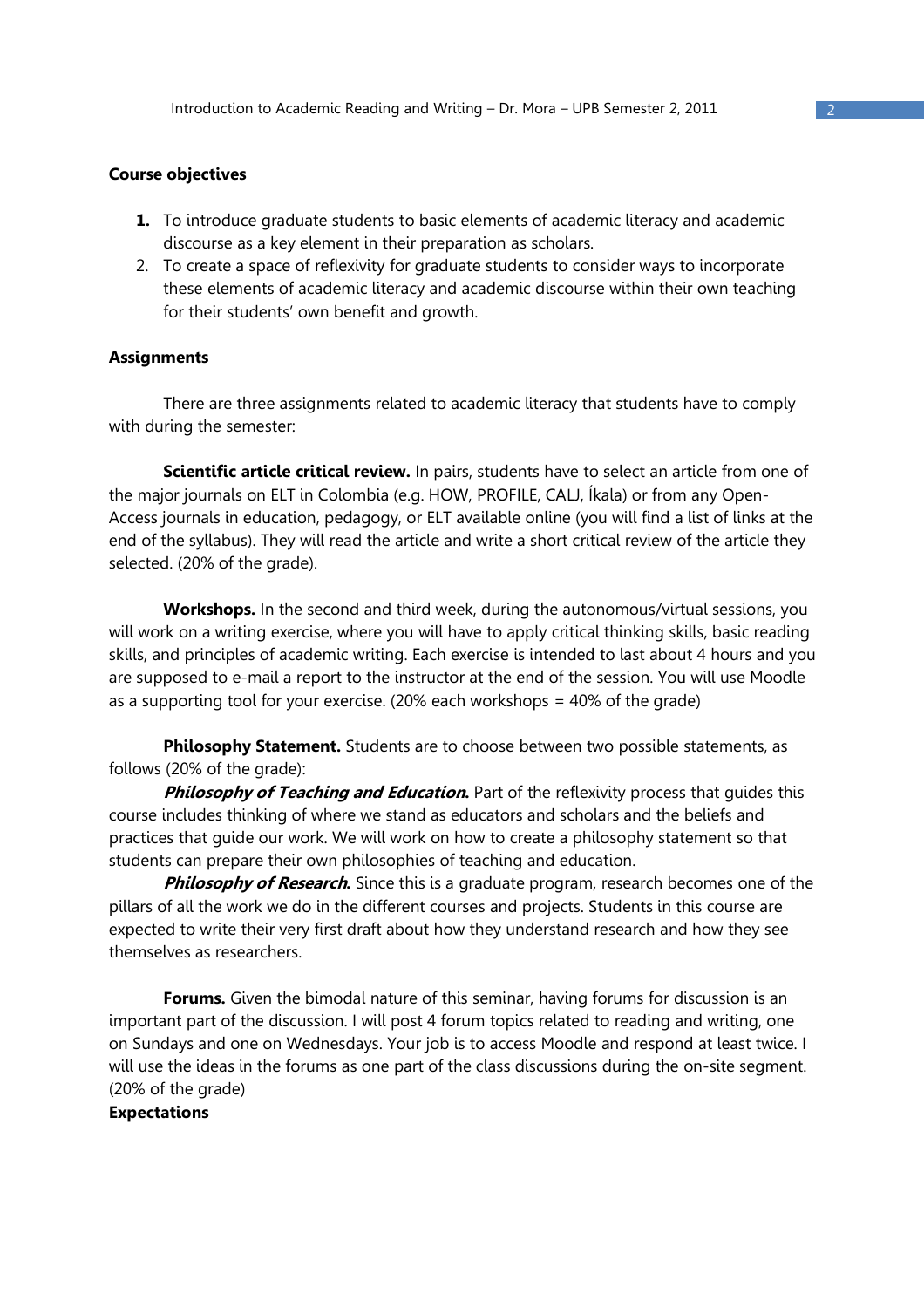**Course objectives**

1. To introduce graduate students to basic elements of academic literacy and academic discourse as a key element in their preparation as scholars.
2. To create a space of reflexivity for graduate students to consider ways to incorporate these elements of academic literacy and academic discourse within their own teaching for their students' own benefit and growth.

**Assignments**

There are three assignments related to academic literacy that students have to comply with during the semester:

**Scientific article critical review.** In pairs, students have to select an article from one of the major journals on ELT in Colombia (e.g. HOW, PROFILE, CALJ, Íkala) or from any Open-Access journals in education, pedagogy, or ELT available online (you will find a list of links at the end of the syllabus). They will read the article and write a short critical review of the article they selected. (20% of the grade).

**Workshops.** In the second and third week, during the autonomous/virtual sessions, you will work on a writing exercise, where you will have to apply critical thinking skills, basic reading skills, and principles of academic writing. Each exercise is intended to last about 4 hours and you are supposed to e-mail a report to the instructor at the end of the session. You will use Moodle as a supporting tool for your exercise. (20% each workshops = 40% of the grade)

**Philosophy Statement.** Students are to choose between two possible statements, as follows (20% of the grade):

***Philosophy of Teaching and Education.*** Part of the reflexivity process that guides this course includes thinking of where we stand as educators and scholars and the beliefs and practices that guide our work. We will work on how to create a philosophy statement so that students can prepare their own philosophies of teaching and education.

***Philosophy of Research.*** Since this is a graduate program, research becomes one of the pillars of all the work we do in the different courses and projects. Students in this course are expected to write their very first draft about how they understand research and how they see themselves as researchers.

**Forums.** Given the bimodal nature of this seminar, having forums for discussion is an important part of the discussion. I will post 4 forum topics related to reading and writing, one on Sundays and one on Wednesdays. Your job is to access Moodle and respond at least twice. I will use the ideas in the forums as one part of the class discussions during the on-site segment. (20% of the grade)

**Expectations**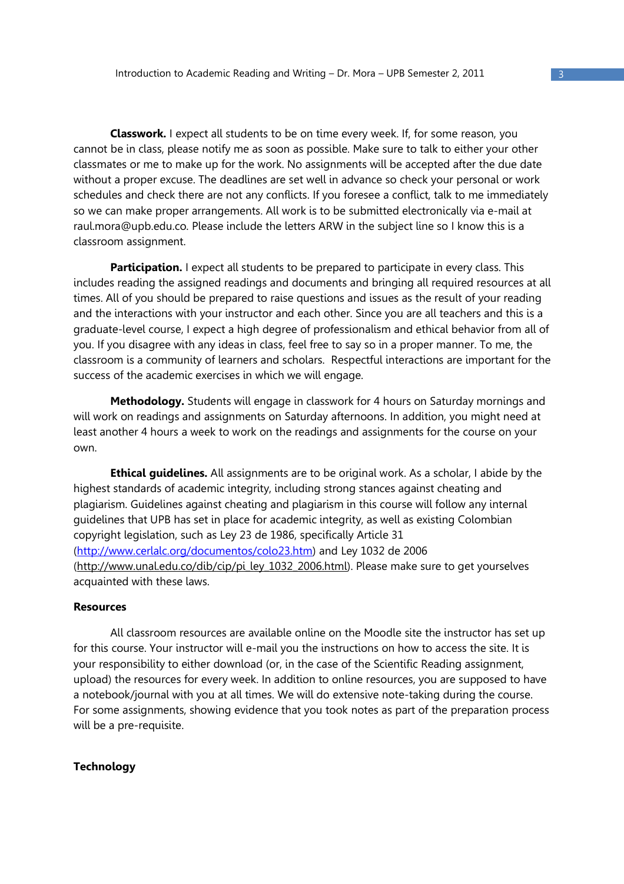**Classwork.** I expect all students to be on time every week. If, for some reason, you cannot be in class, please notify me as soon as possible. Make sure to talk to either your other classmates or me to make up for the work. No assignments will be accepted after the due date without a proper excuse. The deadlines are set well in advance so check your personal or work schedules and check there are not any conflicts. If you foresee a conflict, talk to me immediately so we can make proper arrangements. All work is to be submitted electronically via e-mail at raul.mora@upb.edu.co. Please include the letters ARW in the subject line so I know this is a classroom assignment.

**Participation.** I expect all students to be prepared to participate in every class. This includes reading the assigned readings and documents and bringing all required resources at all times. All of you should be prepared to raise questions and issues as the result of your reading and the interactions with your instructor and each other. Since you are all teachers and this is a graduate-level course, I expect a high degree of professionalism and ethical behavior from all of you. If you disagree with any ideas in class, feel free to say so in a proper manner. To me, the classroom is a community of learners and scholars. Respectful interactions are important for the success of the academic exercises in which we will engage.

**Methodology.** Students will engage in classwork for 4 hours on Saturday mornings and will work on readings and assignments on Saturday afternoons. In addition, you might need at least another 4 hours a week to work on the readings and assignments for the course on your own.

**Ethical guidelines.** All assignments are to be original work. As a scholar, I abide by the highest standards of academic integrity, including strong stances against cheating and plagiarism. Guidelines against cheating and plagiarism in this course will follow any internal guidelines that UPB has set in place for academic integrity, as well as existing Colombian copyright legislation, such as Ley 23 de 1986, specifically Article 31 (http://www.cerlalc.org/documentos/colo23.htm) and Ley 1032 de 2006 (http://www.unal.edu.co/dib/cip/pi_ley_1032_2006.html). Please make sure to get yourselves acquainted with these laws.

**Resources**

All classroom resources are available online on the Moodle site the instructor has set up for this course. Your instructor will e-mail you the instructions on how to access the site. It is your responsibility to either download (or, in the case of the Scientific Reading assignment, upload) the resources for every week. In addition to online resources, you are supposed to have a notebook/journal with you at all times. We will do extensive note-taking during the course. For some assignments, showing evidence that you took notes as part of the preparation process will be a pre-requisite.

**Technology**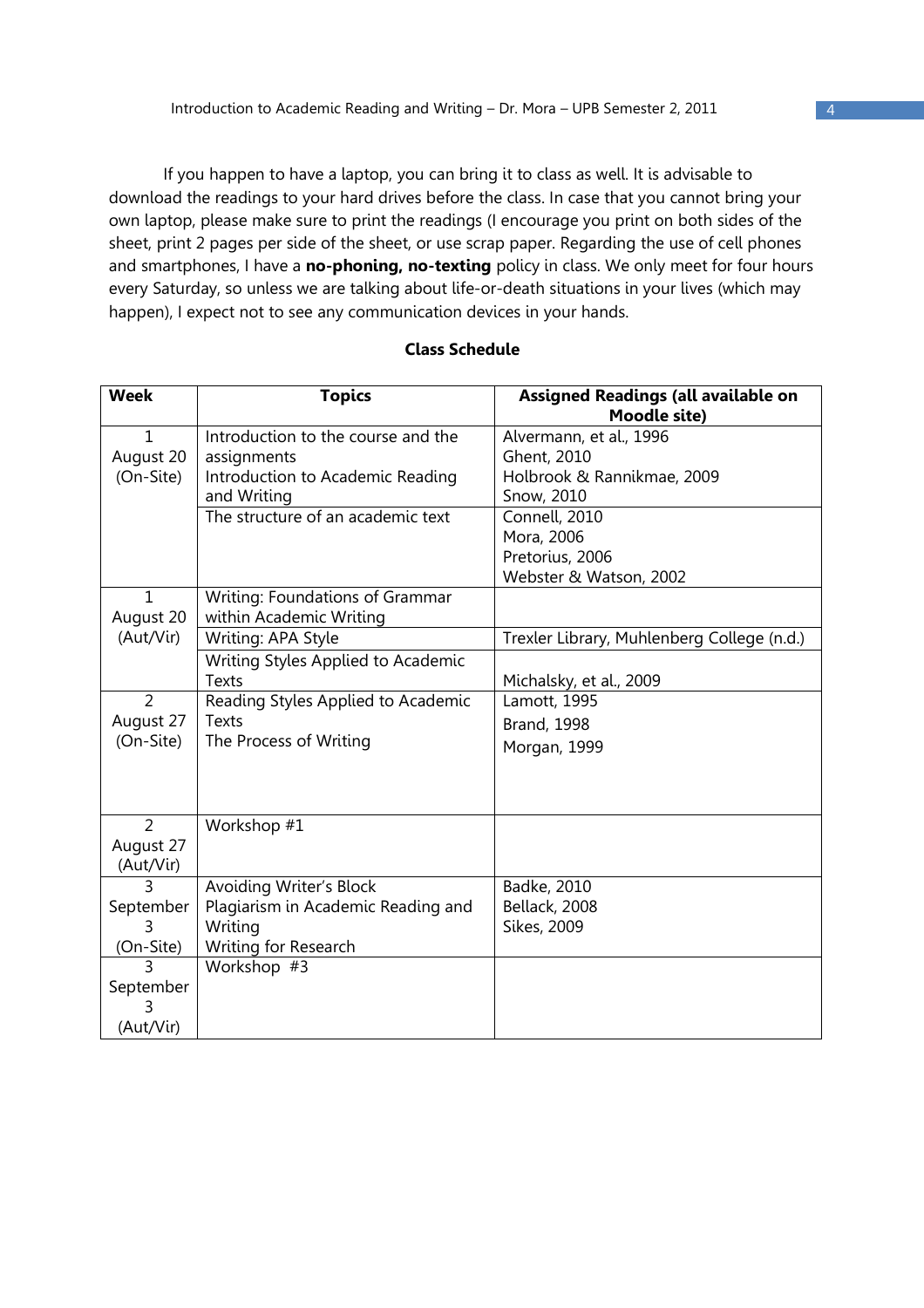If you happen to have a laptop, you can bring it to class as well. It is advisable to download the readings to your hard drives before the class. In case that you cannot bring your own laptop, please make sure to print the readings (I encourage you print on both sides of the sheet, print 2 pages per side of the sheet, or use scrap paper. Regarding the use of cell phones and smartphones, I have a **no-phoning, no-texting** policy in class. We only meet for four hours every Saturday, so unless we are talking about life-or-death situations in your lives (which may happen), I expect not to see any communication devices in your hands.

**Class Schedule**

| Week | Topics | Assigned Readings (all available on Moodle site) |
|---|---|---|
| 1 August 20 (On-Site) | Introduction to the course and the assignments<br>Introduction to Academic Reading and Writing | Alvermann, et al., 1996<br>Ghent, 2010<br>Holbrook & Rannikmae, 2009<br>Snow, 2010 |
| | The structure of an academic text | Connell, 2010<br>Mora, 2006<br>Pretorius, 2006<br>Webster & Watson, 2002 |
| 1 August 20 (Aut/Vir) | Writing: Foundations of Grammar within Academic Writing | |
| | Writing: APA Style | Trexler Library, Muhlenberg College (n.d.) |
| | Writing Styles Applied to Academic Texts | Michalsky, et al., 2009 |
| 2 August 27 (On-Site) | Reading Styles Applied to Academic Texts<br>The Process of Writing | Lamott, 1995<br>Brand, 1998<br>Morgan, 1999 |
| 2 August 27 (Aut/Vir) | Workshop #1 | |
| 3 September 3 (On-Site) | Avoiding Writer's Block<br>Plagiarism in Academic Reading and Writing<br>Writing for Research | Badke, 2010<br>Bellack, 2008<br>Sikes, 2009 |
| 3 September 3 (Aut/Vir) | Workshop #3 | |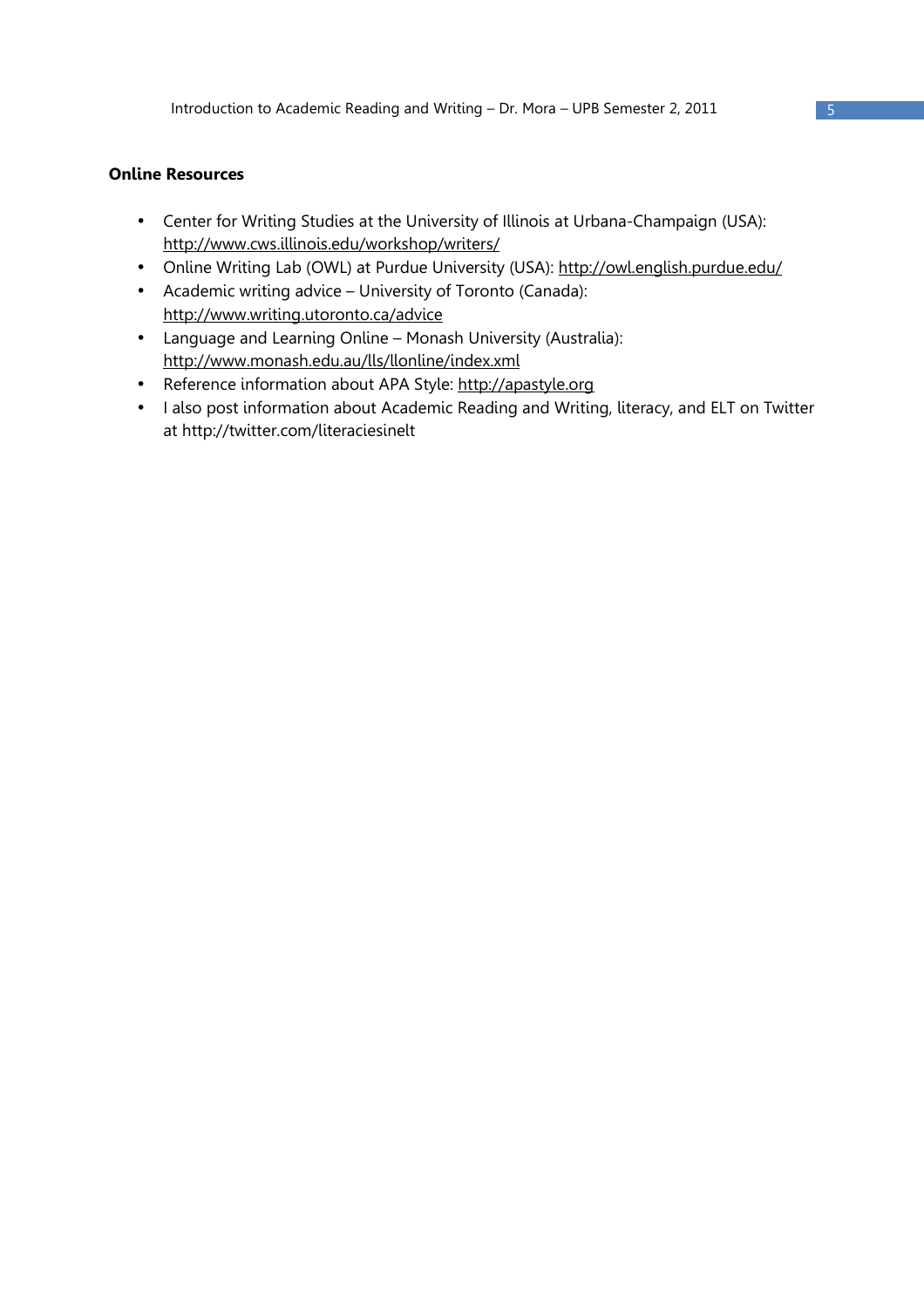**Online Resources**

- Center for Writing Studies at the University of Illinois at Urbana-Champaign (USA): http://www.cws.illinois.edu/workshop/writers/
- Online Writing Lab (OWL) at Purdue University (USA): http://owl.english.purdue.edu/
- Academic writing advice – University of Toronto (Canada): http://www.writing.utoronto.ca/advice
- Language and Learning Online – Monash University (Australia): http://www.monash.edu.au/lls/llonline/index.xml
- Reference information about APA Style: http://apastyle.org
- I also post information about Academic Reading and Writing, literacy, and ELT on Twitter at http://twitter.com/literaciesinelt